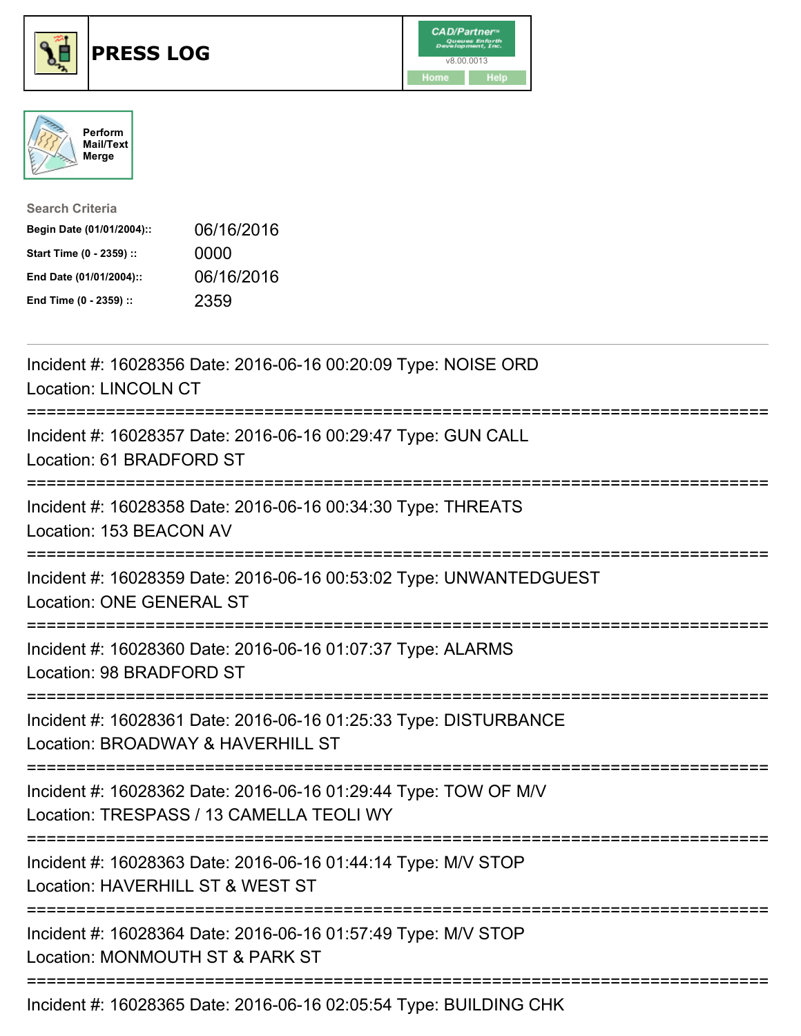# PRESS LOG

CAD/Partner v8.00.0013

Home Help

Perform Mail/Text Merge

**Search Criteria**

| | |
|---|---|
| **Begin Date (01/01/2004)::** | 06/16/2016 |
| **Start Time (0 - 2359) ::** | 0000 |
| **End Date (01/01/2004)::** | 06/16/2016 |
| **End Time (0 - 2359) ::** | 2359 |

---

Incident #: 16028356 Date: 2016-06-16 00:20:09 Type: NOISE ORD
Location: LINCOLN CT

===========================================================================

Incident #: 16028357 Date: 2016-06-16 00:29:47 Type: GUN CALL
Location: 61 BRADFORD ST

===========================================================================

Incident #: 16028358 Date: 2016-06-16 00:34:30 Type: THREATS
Location: 153 BEACON AV

===========================================================================

Incident #: 16028359 Date: 2016-06-16 00:53:02 Type: UNWANTEDGUEST
Location: ONE GENERAL ST

===========================================================================

Incident #: 16028360 Date: 2016-06-16 01:07:37 Type: ALARMS
Location: 98 BRADFORD ST

===========================================================================

Incident #: 16028361 Date: 2016-06-16 01:25:33 Type: DISTURBANCE
Location: BROADWAY & HAVERHILL ST

===========================================================================

Incident #: 16028362 Date: 2016-06-16 01:29:44 Type: TOW OF M/V
Location: TRESPASS / 13 CAMELLA TEOLI WY

===========================================================================

Incident #: 16028363 Date: 2016-06-16 01:44:14 Type: M/V STOP
Location: HAVERHILL ST & WEST ST

===========================================================================

Incident #: 16028364 Date: 2016-06-16 01:57:49 Type: M/V STOP
Location: MONMOUTH ST & PARK ST

===========================================================================

Incident #: 16028365 Date: 2016-06-16 02:05:54 Type: BUILDING CHK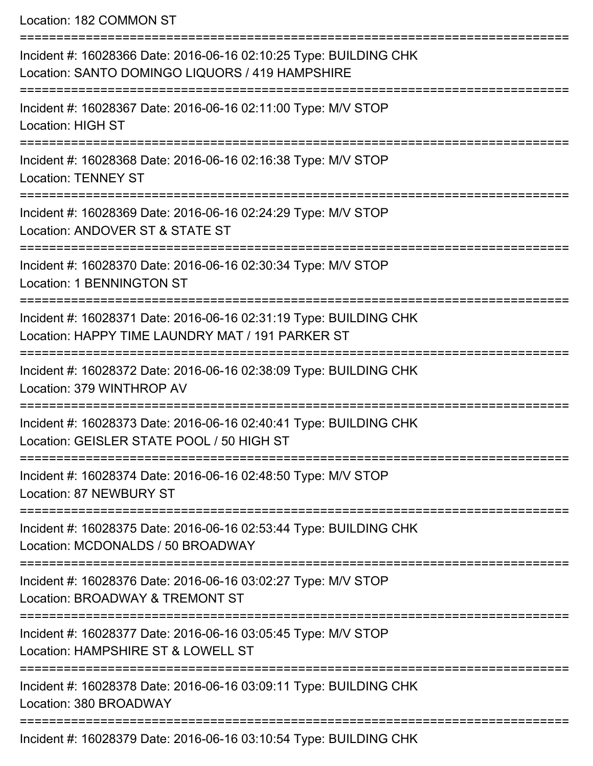Location: 182 COMMON ST

===========================================================================

Incident #: 16028366 Date: 2016-06-16 02:10:25 Type: BUILDING CHK
Location: SANTO DOMINGO LIQUORS / 419 HAMPSHIRE

===========================================================================

Incident #: 16028367 Date: 2016-06-16 02:11:00 Type: M/V STOP
Location: HIGH ST

===========================================================================

Incident #: 16028368 Date: 2016-06-16 02:16:38 Type: M/V STOP
Location: TENNEY ST

===========================================================================

Incident #: 16028369 Date: 2016-06-16 02:24:29 Type: M/V STOP
Location: ANDOVER ST & STATE ST

===========================================================================

Incident #: 16028370 Date: 2016-06-16 02:30:34 Type: M/V STOP
Location: 1 BENNINGTON ST

===========================================================================

Incident #: 16028371 Date: 2016-06-16 02:31:19 Type: BUILDING CHK
Location: HAPPY TIME LAUNDRY MAT / 191 PARKER ST

===========================================================================

Incident #: 16028372 Date: 2016-06-16 02:38:09 Type: BUILDING CHK
Location: 379 WINTHROP AV

===========================================================================

Incident #: 16028373 Date: 2016-06-16 02:40:41 Type: BUILDING CHK
Location: GEISLER STATE POOL / 50 HIGH ST

===========================================================================

Incident #: 16028374 Date: 2016-06-16 02:48:50 Type: M/V STOP
Location: 87 NEWBURY ST

===========================================================================

Incident #: 16028375 Date: 2016-06-16 02:53:44 Type: BUILDING CHK
Location: MCDONALDS / 50 BROADWAY

===========================================================================

Incident #: 16028376 Date: 2016-06-16 03:02:27 Type: M/V STOP
Location: BROADWAY & TREMONT ST

===========================================================================

Incident #: 16028377 Date: 2016-06-16 03:05:45 Type: M/V STOP
Location: HAMPSHIRE ST & LOWELL ST

===========================================================================

Incident #: 16028378 Date: 2016-06-16 03:09:11 Type: BUILDING CHK
Location: 380 BROADWAY

===========================================================================

Incident #: 16028379 Date: 2016-06-16 03:10:54 Type: BUILDING CHK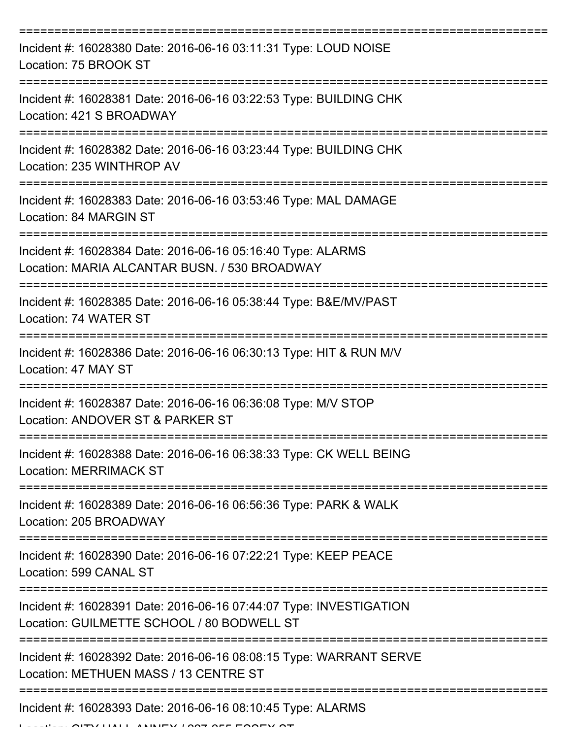===========================================================================

Incident #: 16028380 Date: 2016-06-16 03:11:31 Type: LOUD NOISE
Location: 75 BROOK ST

===========================================================================

Incident #: 16028381 Date: 2016-06-16 03:22:53 Type: BUILDING CHK
Location: 421 S BROADWAY

===========================================================================

Incident #: 16028382 Date: 2016-06-16 03:23:44 Type: BUILDING CHK
Location: 235 WINTHROP AV

===========================================================================

Incident #: 16028383 Date: 2016-06-16 03:53:46 Type: MAL DAMAGE
Location: 84 MARGIN ST

===========================================================================

Incident #: 16028384 Date: 2016-06-16 05:16:40 Type: ALARMS
Location: MARIA ALCANTAR BUSN. / 530 BROADWAY

===========================================================================

Incident #: 16028385 Date: 2016-06-16 05:38:44 Type: B&E/MV/PAST
Location: 74 WATER ST

===========================================================================

Incident #: 16028386 Date: 2016-06-16 06:30:13 Type: HIT & RUN M/V
Location: 47 MAY ST

===========================================================================

Incident #: 16028387 Date: 2016-06-16 06:36:08 Type: M/V STOP
Location: ANDOVER ST & PARKER ST

===========================================================================

Incident #: 16028388 Date: 2016-06-16 06:38:33 Type: CK WELL BEING
Location: MERRIMACK ST

===========================================================================

Incident #: 16028389 Date: 2016-06-16 06:56:36 Type: PARK & WALK
Location: 205 BROADWAY

===========================================================================

Incident #: 16028390 Date: 2016-06-16 07:22:21 Type: KEEP PEACE
Location: 599 CANAL ST

===========================================================================

Incident #: 16028391 Date: 2016-06-16 07:44:07 Type: INVESTIGATION
Location: GUILMETTE SCHOOL / 80 BODWELL ST

===========================================================================

Incident #: 16028392 Date: 2016-06-16 08:08:15 Type: WARRANT SERVE
Location: METHUEN MASS / 13 CENTRE ST

===========================================================================

Incident #: 16028393 Date: 2016-06-16 08:10:45 Type: ALARMS
Location: CITY HALL ANNEX / 237-255 ESSEX ST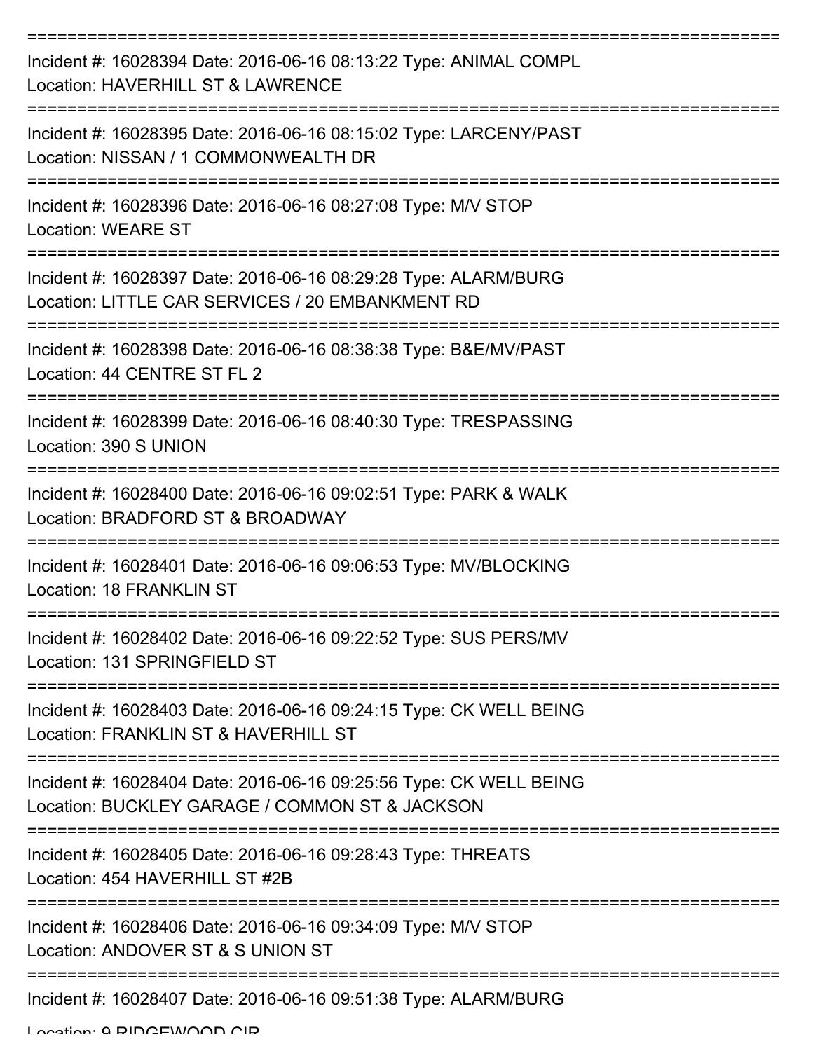===========================================================================

Incident #: 16028394 Date: 2016-06-16 08:13:22 Type: ANIMAL COMPL
Location: HAVERHILL ST & LAWRENCE

===========================================================================

Incident #: 16028395 Date: 2016-06-16 08:15:02 Type: LARCENY/PAST
Location: NISSAN / 1 COMMONWEALTH DR

===========================================================================

Incident #: 16028396 Date: 2016-06-16 08:27:08 Type: M/V STOP
Location: WEARE ST

===========================================================================

Incident #: 16028397 Date: 2016-06-16 08:29:28 Type: ALARM/BURG
Location: LITTLE CAR SERVICES / 20 EMBANKMENT RD

===========================================================================

Incident #: 16028398 Date: 2016-06-16 08:38:38 Type: B&E/MV/PAST
Location: 44 CENTRE ST FL 2

===========================================================================

Incident #: 16028399 Date: 2016-06-16 08:40:30 Type: TRESPASSING
Location: 390 S UNION

===========================================================================

Incident #: 16028400 Date: 2016-06-16 09:02:51 Type: PARK & WALK
Location: BRADFORD ST & BROADWAY

===========================================================================

Incident #: 16028401 Date: 2016-06-16 09:06:53 Type: MV/BLOCKING
Location: 18 FRANKLIN ST

===========================================================================

Incident #: 16028402 Date: 2016-06-16 09:22:52 Type: SUS PERS/MV
Location: 131 SPRINGFIELD ST

===========================================================================

Incident #: 16028403 Date: 2016-06-16 09:24:15 Type: CK WELL BEING
Location: FRANKLIN ST & HAVERHILL ST

===========================================================================

Incident #: 16028404 Date: 2016-06-16 09:25:56 Type: CK WELL BEING
Location: BUCKLEY GARAGE / COMMON ST & JACKSON

===========================================================================

Incident #: 16028405 Date: 2016-06-16 09:28:43 Type: THREATS
Location: 454 HAVERHILL ST #2B

===========================================================================

Incident #: 16028406 Date: 2016-06-16 09:34:09 Type: M/V STOP
Location: ANDOVER ST & S UNION ST

===========================================================================

Incident #: 16028407 Date: 2016-06-16 09:51:38 Type: ALARM/BURG
Location: 9 RIDGEWOOD CIR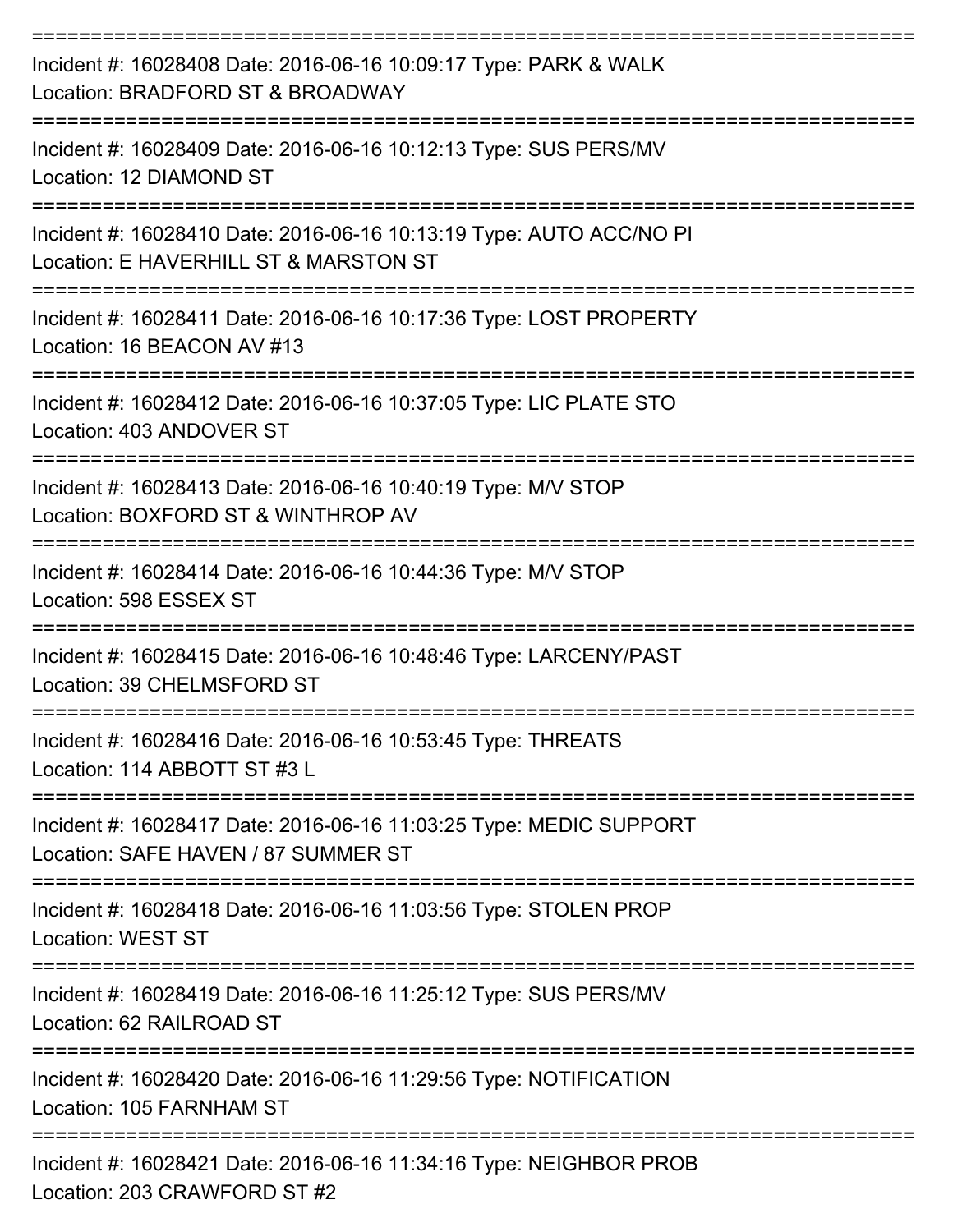===========================================================================

Incident #: 16028408 Date: 2016-06-16 10:09:17 Type: PARK & WALK
Location: BRADFORD ST & BROADWAY

===========================================================================

Incident #: 16028409 Date: 2016-06-16 10:12:13 Type: SUS PERS/MV
Location: 12 DIAMOND ST

===========================================================================

Incident #: 16028410 Date: 2016-06-16 10:13:19 Type: AUTO ACC/NO PI
Location: E HAVERHILL ST & MARSTON ST

===========================================================================

Incident #: 16028411 Date: 2016-06-16 10:17:36 Type: LOST PROPERTY
Location: 16 BEACON AV #13

===========================================================================

Incident #: 16028412 Date: 2016-06-16 10:37:05 Type: LIC PLATE STO
Location: 403 ANDOVER ST

===========================================================================

Incident #: 16028413 Date: 2016-06-16 10:40:19 Type: M/V STOP
Location: BOXFORD ST & WINTHROP AV

===========================================================================

Incident #: 16028414 Date: 2016-06-16 10:44:36 Type: M/V STOP
Location: 598 ESSEX ST

===========================================================================

Incident #: 16028415 Date: 2016-06-16 10:48:46 Type: LARCENY/PAST
Location: 39 CHELMSFORD ST

===========================================================================

Incident #: 16028416 Date: 2016-06-16 10:53:45 Type: THREATS
Location: 114 ABBOTT ST #3 L

===========================================================================

Incident #: 16028417 Date: 2016-06-16 11:03:25 Type: MEDIC SUPPORT
Location: SAFE HAVEN / 87 SUMMER ST

===========================================================================

Incident #: 16028418 Date: 2016-06-16 11:03:56 Type: STOLEN PROP
Location: WEST ST

===========================================================================

Incident #: 16028419 Date: 2016-06-16 11:25:12 Type: SUS PERS/MV
Location: 62 RAILROAD ST

===========================================================================

Incident #: 16028420 Date: 2016-06-16 11:29:56 Type: NOTIFICATION
Location: 105 FARNHAM ST

===========================================================================

Incident #: 16028421 Date: 2016-06-16 11:34:16 Type: NEIGHBOR PROB
Location: 203 CRAWFORD ST #2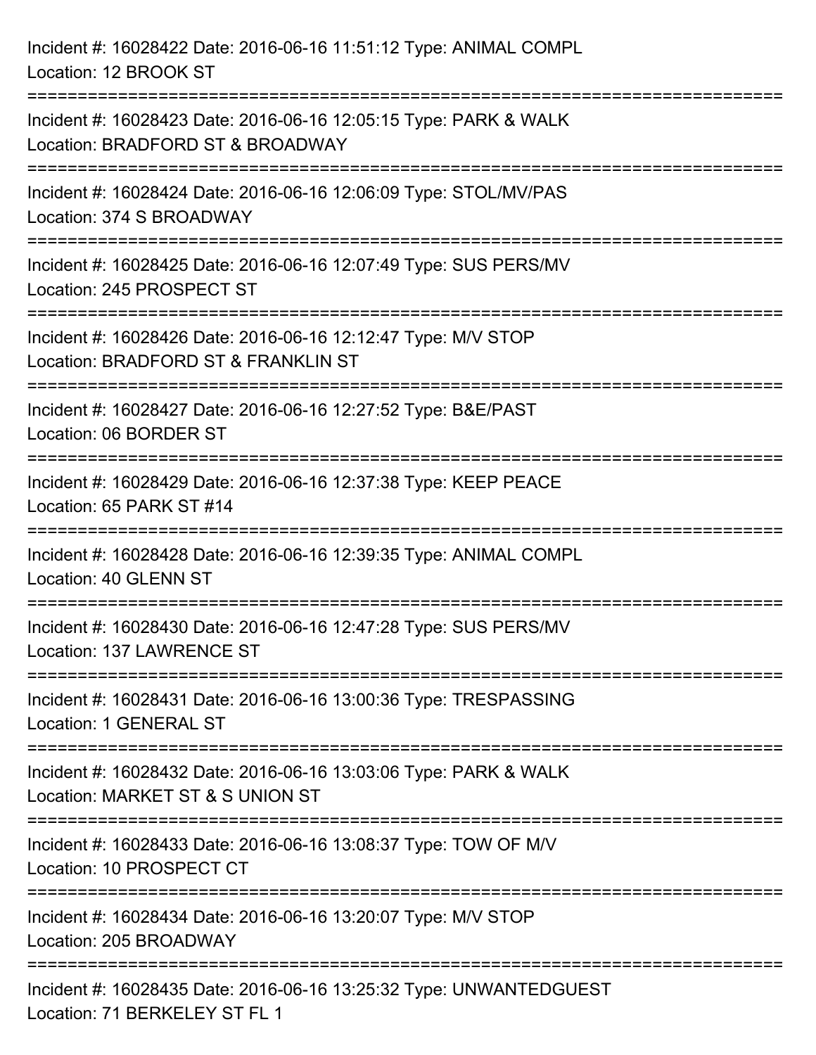Incident #: 16028422 Date: 2016-06-16 11:51:12 Type: ANIMAL COMPL
Location: 12 BROOK ST

===========================================================================

Incident #: 16028423 Date: 2016-06-16 12:05:15 Type: PARK & WALK
Location: BRADFORD ST & BROADWAY

===========================================================================

Incident #: 16028424 Date: 2016-06-16 12:06:09 Type: STOL/MV/PAS
Location: 374 S BROADWAY

===========================================================================

Incident #: 16028425 Date: 2016-06-16 12:07:49 Type: SUS PERS/MV
Location: 245 PROSPECT ST

===========================================================================

Incident #: 16028426 Date: 2016-06-16 12:12:47 Type: M/V STOP
Location: BRADFORD ST & FRANKLIN ST

===========================================================================

Incident #: 16028427 Date: 2016-06-16 12:27:52 Type: B&E/PAST
Location: 06 BORDER ST

===========================================================================

Incident #: 16028429 Date: 2016-06-16 12:37:38 Type: KEEP PEACE
Location: 65 PARK ST #14

===========================================================================

Incident #: 16028428 Date: 2016-06-16 12:39:35 Type: ANIMAL COMPL
Location: 40 GLENN ST

===========================================================================

Incident #: 16028430 Date: 2016-06-16 12:47:28 Type: SUS PERS/MV
Location: 137 LAWRENCE ST

===========================================================================

Incident #: 16028431 Date: 2016-06-16 13:00:36 Type: TRESPASSING
Location: 1 GENERAL ST

===========================================================================

Incident #: 16028432 Date: 2016-06-16 13:03:06 Type: PARK & WALK
Location: MARKET ST & S UNION ST

===========================================================================

Incident #: 16028433 Date: 2016-06-16 13:08:37 Type: TOW OF M/V
Location: 10 PROSPECT CT

===========================================================================

Incident #: 16028434 Date: 2016-06-16 13:20:07 Type: M/V STOP
Location: 205 BROADWAY

===========================================================================

Incident #: 16028435 Date: 2016-06-16 13:25:32 Type: UNWANTEDGUEST
Location: 71 BERKELEY ST FL 1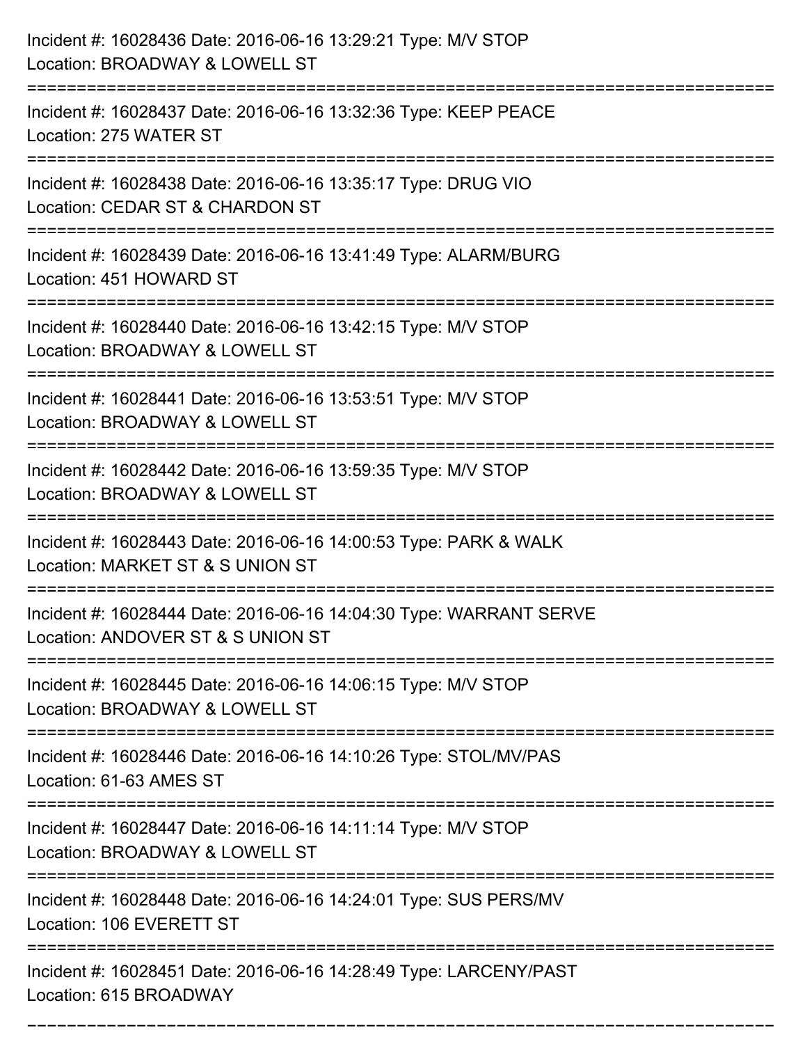Incident #: 16028436 Date: 2016-06-16 13:29:21 Type: M/V STOP
Location: BROADWAY & LOWELL ST

===========================================================================

Incident #: 16028437 Date: 2016-06-16 13:32:36 Type: KEEP PEACE
Location: 275 WATER ST

===========================================================================

Incident #: 16028438 Date: 2016-06-16 13:35:17 Type: DRUG VIO
Location: CEDAR ST & CHARDON ST

===========================================================================

Incident #: 16028439 Date: 2016-06-16 13:41:49 Type: ALARM/BURG
Location: 451 HOWARD ST

===========================================================================

Incident #: 16028440 Date: 2016-06-16 13:42:15 Type: M/V STOP
Location: BROADWAY & LOWELL ST

===========================================================================

Incident #: 16028441 Date: 2016-06-16 13:53:51 Type: M/V STOP
Location: BROADWAY & LOWELL ST

===========================================================================

Incident #: 16028442 Date: 2016-06-16 13:59:35 Type: M/V STOP
Location: BROADWAY & LOWELL ST

===========================================================================

Incident #: 16028443 Date: 2016-06-16 14:00:53 Type: PARK & WALK
Location: MARKET ST & S UNION ST

===========================================================================

Incident #: 16028444 Date: 2016-06-16 14:04:30 Type: WARRANT SERVE
Location: ANDOVER ST & S UNION ST

===========================================================================

Incident #: 16028445 Date: 2016-06-16 14:06:15 Type: M/V STOP
Location: BROADWAY & LOWELL ST

===========================================================================

Incident #: 16028446 Date: 2016-06-16 14:10:26 Type: STOL/MV/PAS
Location: 61-63 AMES ST

===========================================================================

Incident #: 16028447 Date: 2016-06-16 14:11:14 Type: M/V STOP
Location: BROADWAY & LOWELL ST

===========================================================================

Incident #: 16028448 Date: 2016-06-16 14:24:01 Type: SUS PERS/MV
Location: 106 EVERETT ST

===========================================================================

Incident #: 16028451 Date: 2016-06-16 14:28:49 Type: LARCENY/PAST
Location: 615 BROADWAY

===========================================================================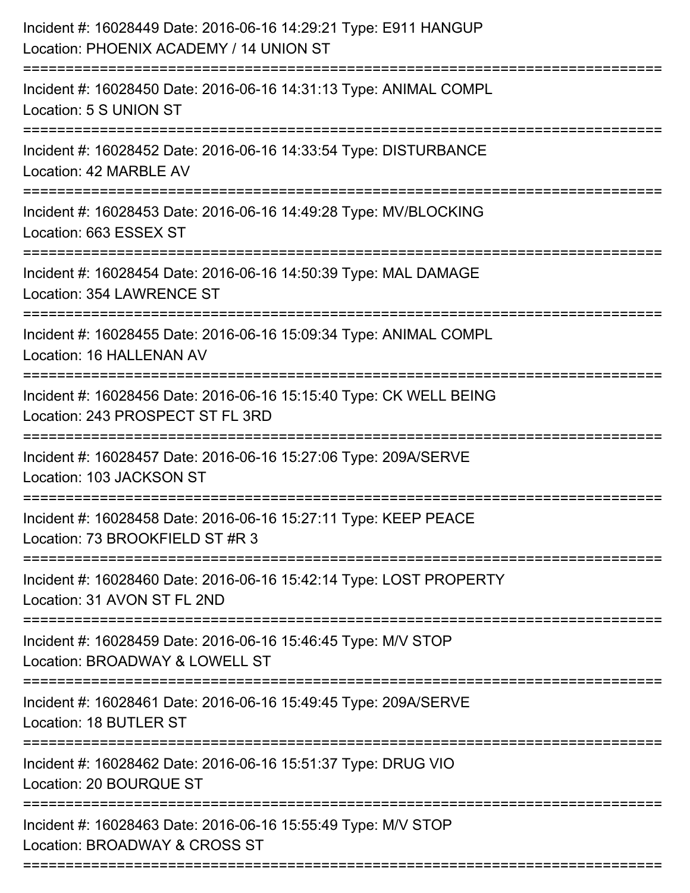Incident #: 16028449 Date: 2016-06-16 14:29:21 Type: E911 HANGUP
Location: PHOENIX ACADEMY / 14 UNION ST

===========================================================================

Incident #: 16028450 Date: 2016-06-16 14:31:13 Type: ANIMAL COMPL
Location: 5 S UNION ST

===========================================================================

Incident #: 16028452 Date: 2016-06-16 14:33:54 Type: DISTURBANCE
Location: 42 MARBLE AV

===========================================================================

Incident #: 16028453 Date: 2016-06-16 14:49:28 Type: MV/BLOCKING
Location: 663 ESSEX ST

===========================================================================

Incident #: 16028454 Date: 2016-06-16 14:50:39 Type: MAL DAMAGE
Location: 354 LAWRENCE ST

===========================================================================

Incident #: 16028455 Date: 2016-06-16 15:09:34 Type: ANIMAL COMPL
Location: 16 HALLENAN AV

===========================================================================

Incident #: 16028456 Date: 2016-06-16 15:15:40 Type: CK WELL BEING
Location: 243 PROSPECT ST FL 3RD

===========================================================================

Incident #: 16028457 Date: 2016-06-16 15:27:06 Type: 209A/SERVE
Location: 103 JACKSON ST

===========================================================================

Incident #: 16028458 Date: 2016-06-16 15:27:11 Type: KEEP PEACE
Location: 73 BROOKFIELD ST #R 3

===========================================================================

Incident #: 16028460 Date: 2016-06-16 15:42:14 Type: LOST PROPERTY
Location: 31 AVON ST FL 2ND

===========================================================================

Incident #: 16028459 Date: 2016-06-16 15:46:45 Type: M/V STOP
Location: BROADWAY & LOWELL ST

===========================================================================

Incident #: 16028461 Date: 2016-06-16 15:49:45 Type: 209A/SERVE
Location: 18 BUTLER ST

===========================================================================

Incident #: 16028462 Date: 2016-06-16 15:51:37 Type: DRUG VIO
Location: 20 BOURQUE ST

===========================================================================

Incident #: 16028463 Date: 2016-06-16 15:55:49 Type: M/V STOP
Location: BROADWAY & CROSS ST

===========================================================================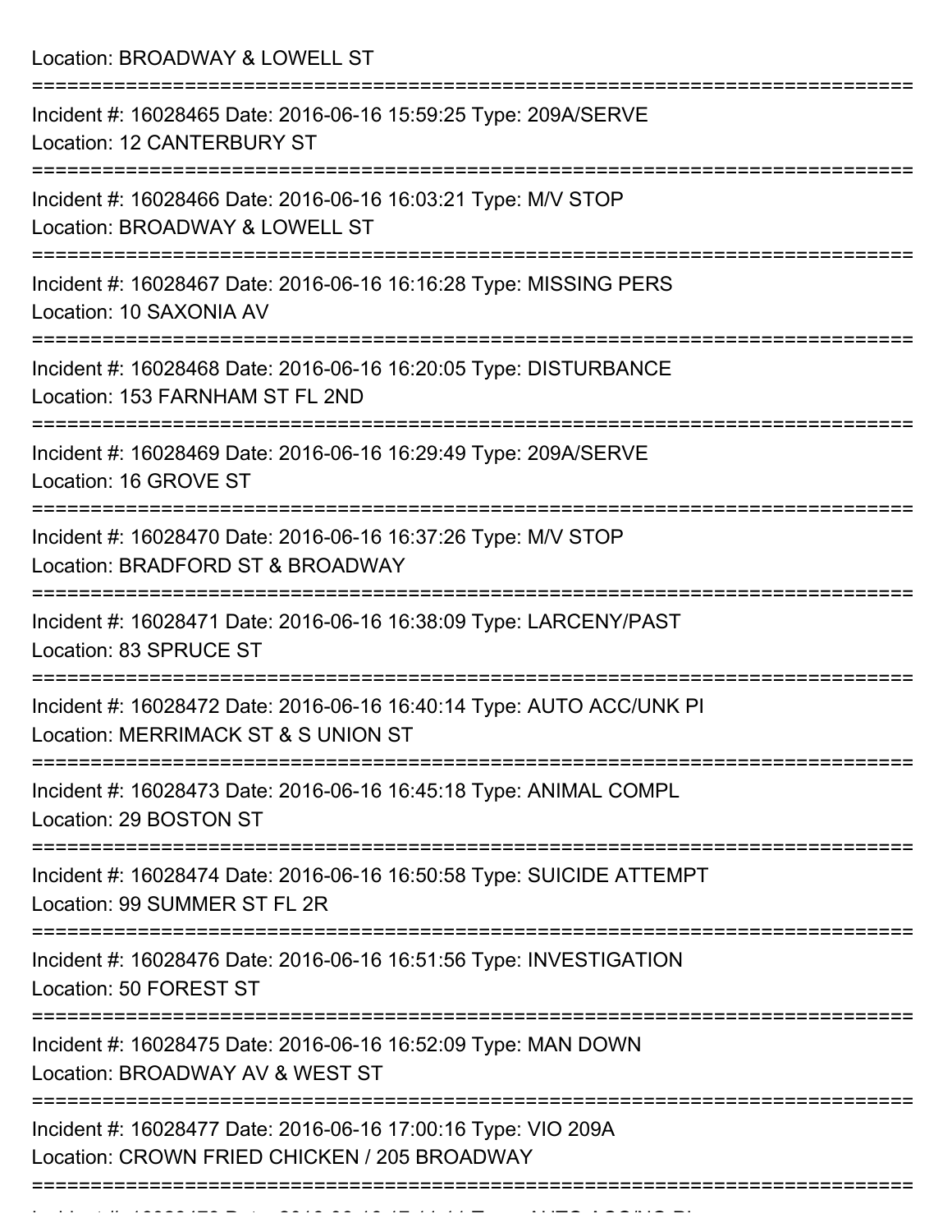Location: BROADWAY & LOWELL ST

===========================================================================

Incident #: 16028465 Date: 2016-06-16 15:59:25 Type: 209A/SERVE
Location: 12 CANTERBURY ST

===========================================================================

Incident #: 16028466 Date: 2016-06-16 16:03:21 Type: M/V STOP
Location: BROADWAY & LOWELL ST

===========================================================================

Incident #: 16028467 Date: 2016-06-16 16:16:28 Type: MISSING PERS
Location: 10 SAXONIA AV

===========================================================================

Incident #: 16028468 Date: 2016-06-16 16:20:05 Type: DISTURBANCE
Location: 153 FARNHAM ST FL 2ND

===========================================================================

Incident #: 16028469 Date: 2016-06-16 16:29:49 Type: 209A/SERVE
Location: 16 GROVE ST

===========================================================================

Incident #: 16028470 Date: 2016-06-16 16:37:26 Type: M/V STOP
Location: BRADFORD ST & BROADWAY

===========================================================================

Incident #: 16028471 Date: 2016-06-16 16:38:09 Type: LARCENY/PAST
Location: 83 SPRUCE ST

===========================================================================

Incident #: 16028472 Date: 2016-06-16 16:40:14 Type: AUTO ACC/UNK PI
Location: MERRIMACK ST & S UNION ST

===========================================================================

Incident #: 16028473 Date: 2016-06-16 16:45:18 Type: ANIMAL COMPL
Location: 29 BOSTON ST

===========================================================================

Incident #: 16028474 Date: 2016-06-16 16:50:58 Type: SUICIDE ATTEMPT
Location: 99 SUMMER ST FL 2R

===========================================================================

Incident #: 16028476 Date: 2016-06-16 16:51:56 Type: INVESTIGATION
Location: 50 FOREST ST

===========================================================================

Incident #: 16028475 Date: 2016-06-16 16:52:09 Type: MAN DOWN
Location: BROADWAY AV & WEST ST

===========================================================================

Incident #: 16028477 Date: 2016-06-16 17:00:16 Type: VIO 209A
Location: CROWN FRIED CHICKEN / 205 BROADWAY

===========================================================================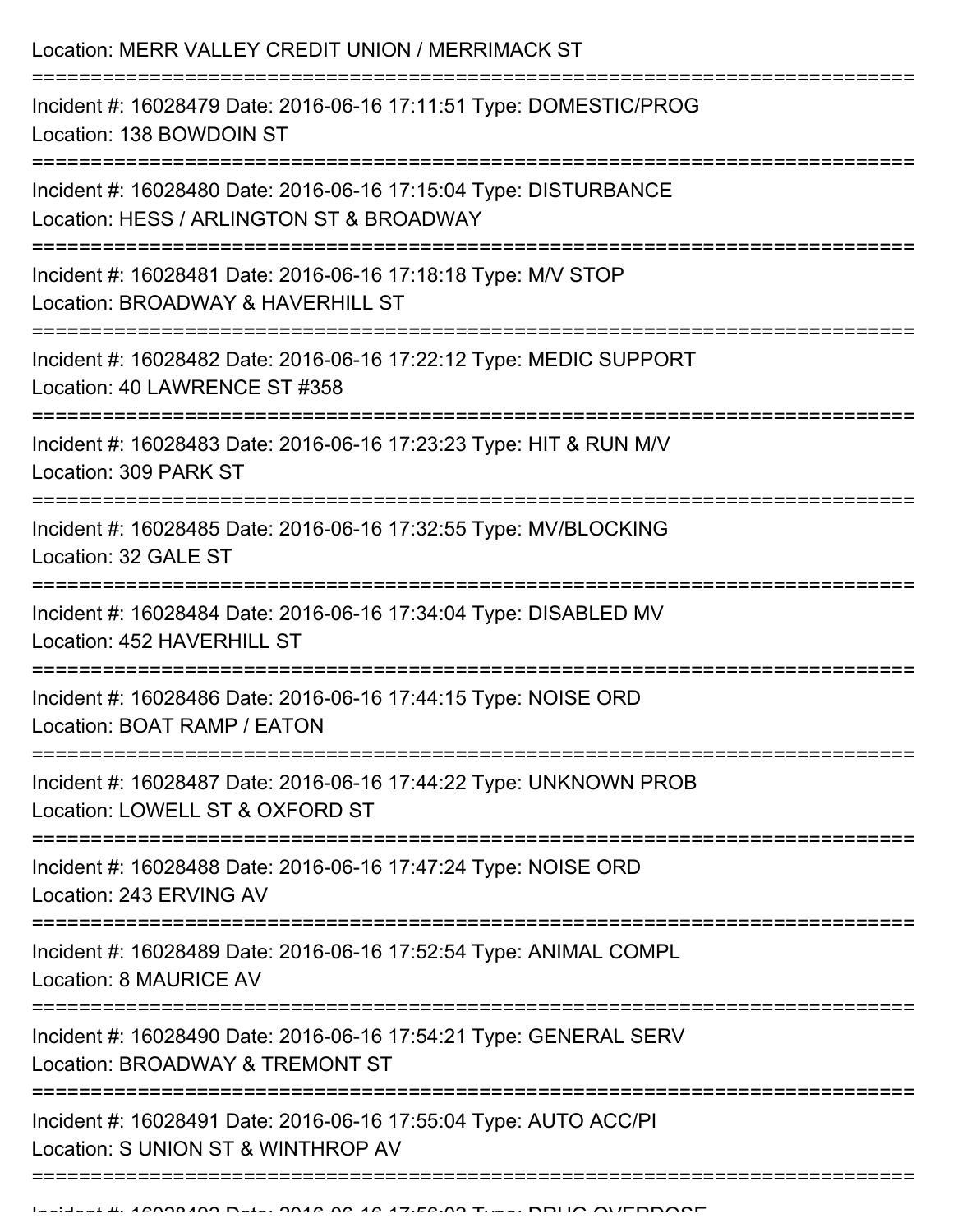Location: MERR VALLEY CREDIT UNION / MERRIMACK ST

===========================================================================

Incident #: 16028479 Date: 2016-06-16 17:11:51 Type: DOMESTIC/PROG
Location: 138 BOWDOIN ST

===========================================================================

Incident #: 16028480 Date: 2016-06-16 17:15:04 Type: DISTURBANCE
Location: HESS / ARLINGTON ST & BROADWAY

===========================================================================

Incident #: 16028481 Date: 2016-06-16 17:18:18 Type: M/V STOP
Location: BROADWAY & HAVERHILL ST

===========================================================================

Incident #: 16028482 Date: 2016-06-16 17:22:12 Type: MEDIC SUPPORT
Location: 40 LAWRENCE ST #358

===========================================================================

Incident #: 16028483 Date: 2016-06-16 17:23:23 Type: HIT & RUN M/V
Location: 309 PARK ST

===========================================================================

Incident #: 16028485 Date: 2016-06-16 17:32:55 Type: MV/BLOCKING
Location: 32 GALE ST

===========================================================================

Incident #: 16028484 Date: 2016-06-16 17:34:04 Type: DISABLED MV
Location: 452 HAVERHILL ST

===========================================================================

Incident #: 16028486 Date: 2016-06-16 17:44:15 Type: NOISE ORD
Location: BOAT RAMP / EATON

===========================================================================

Incident #: 16028487 Date: 2016-06-16 17:44:22 Type: UNKNOWN PROB
Location: LOWELL ST & OXFORD ST

===========================================================================

Incident #: 16028488 Date: 2016-06-16 17:47:24 Type: NOISE ORD
Location: 243 ERVING AV

===========================================================================

Incident #: 16028489 Date: 2016-06-16 17:52:54 Type: ANIMAL COMPL
Location: 8 MAURICE AV

===========================================================================

Incident #: 16028490 Date: 2016-06-16 17:54:21 Type: GENERAL SERV
Location: BROADWAY & TREMONT ST

===========================================================================

Incident #: 16028491 Date: 2016-06-16 17:55:04 Type: AUTO ACC/PI
Location: S UNION ST & WINTHROP AV

===========================================================================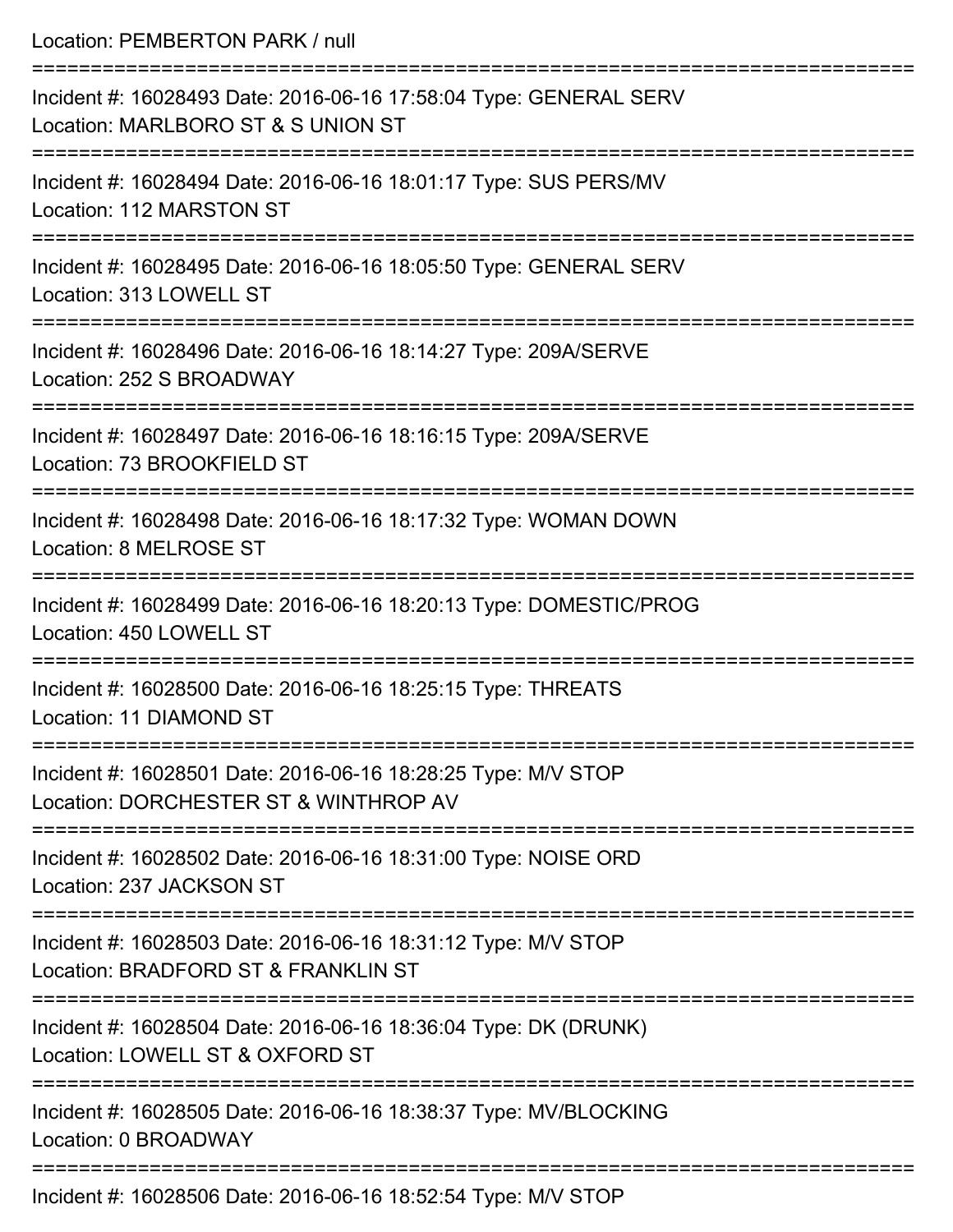Location: PEMBERTON PARK / null

===========================================================================

Incident #: 16028493 Date: 2016-06-16 17:58:04 Type: GENERAL SERV
Location: MARLBORO ST & S UNION ST

===========================================================================

Incident #: 16028494 Date: 2016-06-16 18:01:17 Type: SUS PERS/MV
Location: 112 MARSTON ST

===========================================================================

Incident #: 16028495 Date: 2016-06-16 18:05:50 Type: GENERAL SERV
Location: 313 LOWELL ST

===========================================================================

Incident #: 16028496 Date: 2016-06-16 18:14:27 Type: 209A/SERVE
Location: 252 S BROADWAY

===========================================================================

Incident #: 16028497 Date: 2016-06-16 18:16:15 Type: 209A/SERVE
Location: 73 BROOKFIELD ST

===========================================================================

Incident #: 16028498 Date: 2016-06-16 18:17:32 Type: WOMAN DOWN
Location: 8 MELROSE ST

===========================================================================

Incident #: 16028499 Date: 2016-06-16 18:20:13 Type: DOMESTIC/PROG
Location: 450 LOWELL ST

===========================================================================

Incident #: 16028500 Date: 2016-06-16 18:25:15 Type: THREATS
Location: 11 DIAMOND ST

===========================================================================

Incident #: 16028501 Date: 2016-06-16 18:28:25 Type: M/V STOP
Location: DORCHESTER ST & WINTHROP AV

===========================================================================

Incident #: 16028502 Date: 2016-06-16 18:31:00 Type: NOISE ORD
Location: 237 JACKSON ST

===========================================================================

Incident #: 16028503 Date: 2016-06-16 18:31:12 Type: M/V STOP
Location: BRADFORD ST & FRANKLIN ST

===========================================================================

Incident #: 16028504 Date: 2016-06-16 18:36:04 Type: DK (DRUNK)
Location: LOWELL ST & OXFORD ST

===========================================================================

Incident #: 16028505 Date: 2016-06-16 18:38:37 Type: MV/BLOCKING
Location: 0 BROADWAY

===========================================================================

Incident #: 16028506 Date: 2016-06-16 18:52:54 Type: M/V STOP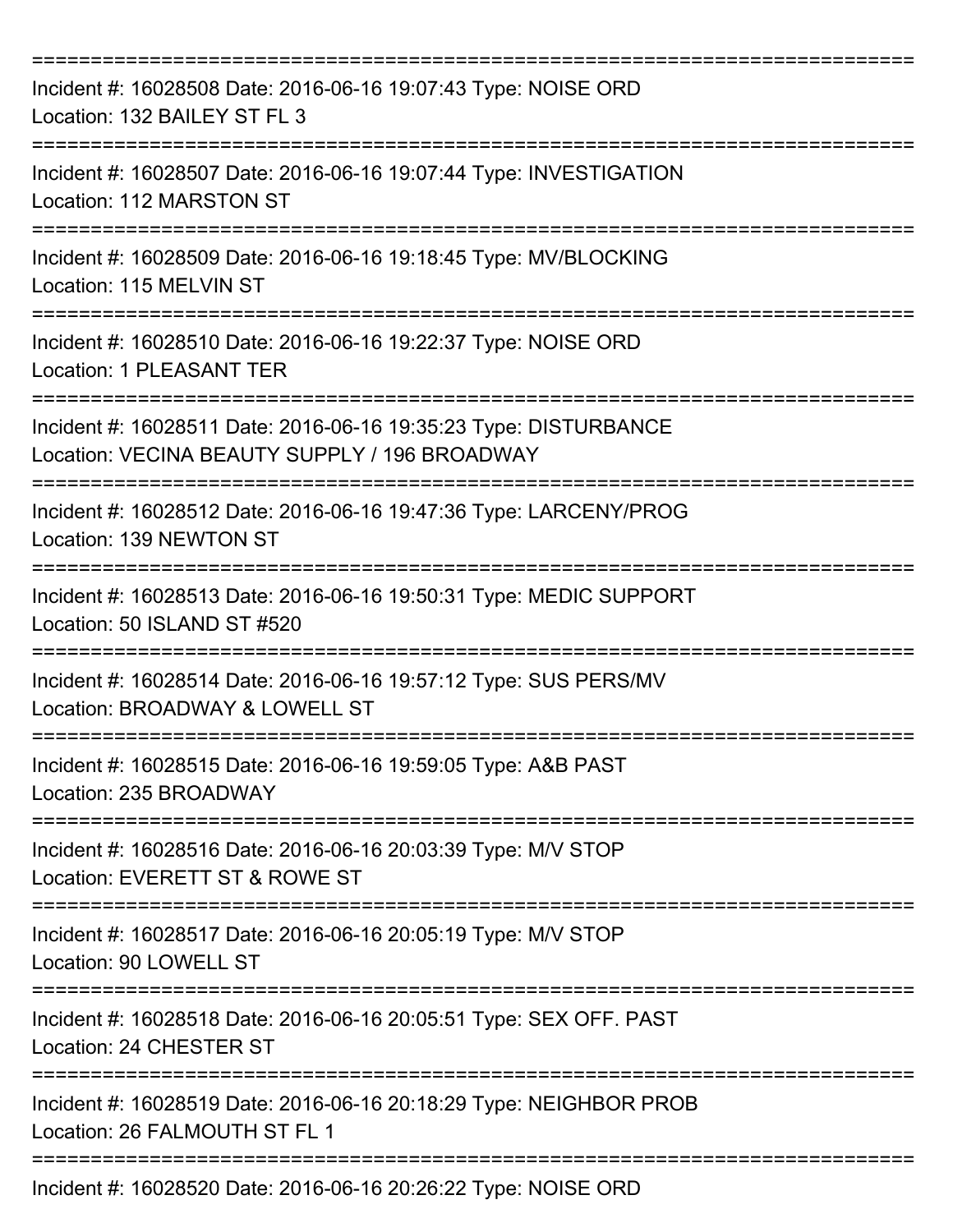===========================================================================

Incident #: 16028508 Date: 2016-06-16 19:07:43 Type: NOISE ORD
Location: 132 BAILEY ST FL 3

===========================================================================

Incident #: 16028507 Date: 2016-06-16 19:07:44 Type: INVESTIGATION
Location: 112 MARSTON ST

===========================================================================

Incident #: 16028509 Date: 2016-06-16 19:18:45 Type: MV/BLOCKING
Location: 115 MELVIN ST

===========================================================================

Incident #: 16028510 Date: 2016-06-16 19:22:37 Type: NOISE ORD
Location: 1 PLEASANT TER

===========================================================================

Incident #: 16028511 Date: 2016-06-16 19:35:23 Type: DISTURBANCE
Location: VECINA BEAUTY SUPPLY / 196 BROADWAY

===========================================================================

Incident #: 16028512 Date: 2016-06-16 19:47:36 Type: LARCENY/PROG
Location: 139 NEWTON ST

===========================================================================

Incident #: 16028513 Date: 2016-06-16 19:50:31 Type: MEDIC SUPPORT
Location: 50 ISLAND ST #520

===========================================================================

Incident #: 16028514 Date: 2016-06-16 19:57:12 Type: SUS PERS/MV
Location: BROADWAY & LOWELL ST

===========================================================================

Incident #: 16028515 Date: 2016-06-16 19:59:05 Type: A&B PAST
Location: 235 BROADWAY

===========================================================================

Incident #: 16028516 Date: 2016-06-16 20:03:39 Type: M/V STOP
Location: EVERETT ST & ROWE ST

===========================================================================

Incident #: 16028517 Date: 2016-06-16 20:05:19 Type: M/V STOP
Location: 90 LOWELL ST

===========================================================================

Incident #: 16028518 Date: 2016-06-16 20:05:51 Type: SEX OFF. PAST
Location: 24 CHESTER ST

===========================================================================

Incident #: 16028519 Date: 2016-06-16 20:18:29 Type: NEIGHBOR PROB
Location: 26 FALMOUTH ST FL 1

===========================================================================

Incident #: 16028520 Date: 2016-06-16 20:26:22 Type: NOISE ORD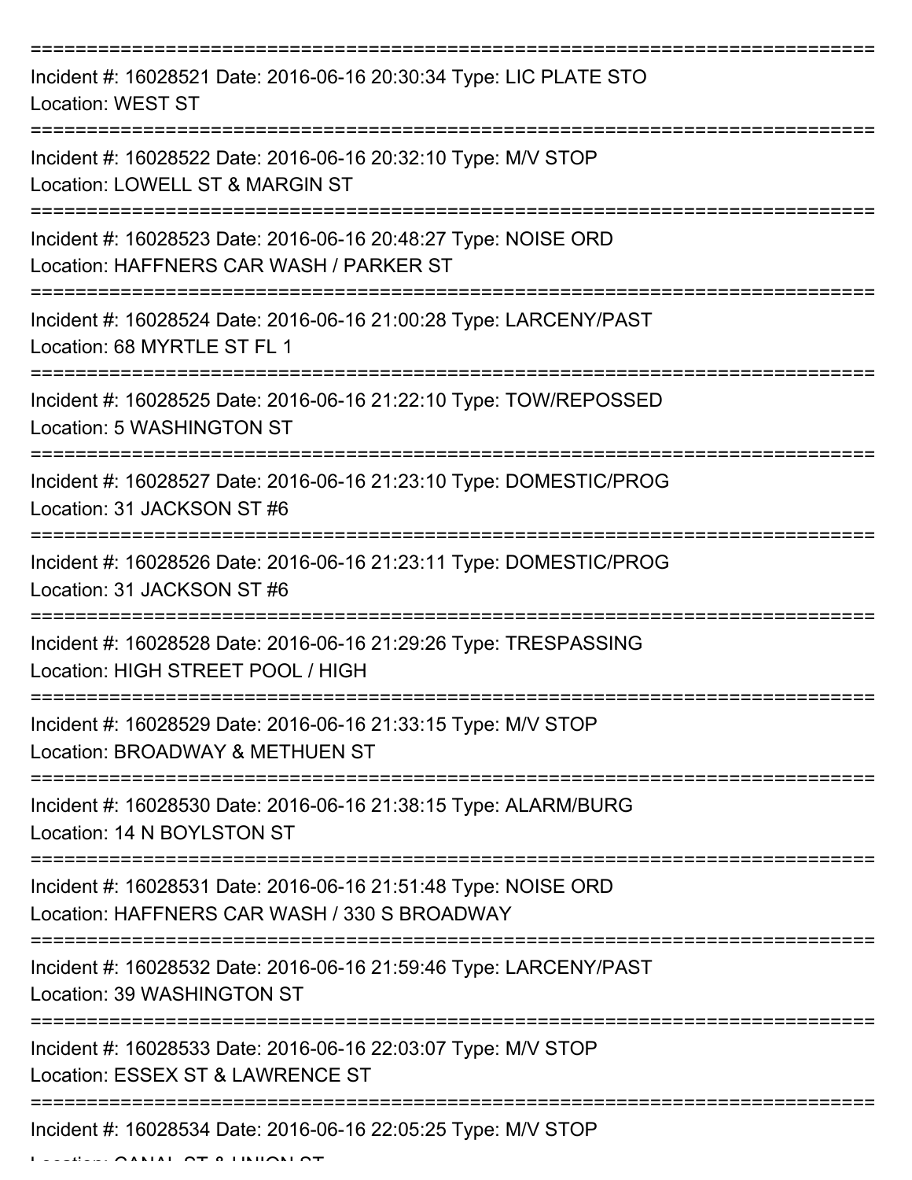===========================================================================

Incident #: 16028521 Date: 2016-06-16 20:30:34 Type: LIC PLATE STO
Location: WEST ST

===========================================================================

Incident #: 16028522 Date: 2016-06-16 20:32:10 Type: M/V STOP
Location: LOWELL ST & MARGIN ST

===========================================================================

Incident #: 16028523 Date: 2016-06-16 20:48:27 Type: NOISE ORD
Location: HAFFNERS CAR WASH / PARKER ST

===========================================================================

Incident #: 16028524 Date: 2016-06-16 21:00:28 Type: LARCENY/PAST
Location: 68 MYRTLE ST FL 1

===========================================================================

Incident #: 16028525 Date: 2016-06-16 21:22:10 Type: TOW/REPOSSED
Location: 5 WASHINGTON ST

===========================================================================

Incident #: 16028527 Date: 2016-06-16 21:23:10 Type: DOMESTIC/PROG
Location: 31 JACKSON ST #6

===========================================================================

Incident #: 16028526 Date: 2016-06-16 21:23:11 Type: DOMESTIC/PROG
Location: 31 JACKSON ST #6

===========================================================================

Incident #: 16028528 Date: 2016-06-16 21:29:26 Type: TRESPASSING
Location: HIGH STREET POOL / HIGH

===========================================================================

Incident #: 16028529 Date: 2016-06-16 21:33:15 Type: M/V STOP
Location: BROADWAY & METHUEN ST

===========================================================================

Incident #: 16028530 Date: 2016-06-16 21:38:15 Type: ALARM/BURG
Location: 14 N BOYLSTON ST

===========================================================================

Incident #: 16028531 Date: 2016-06-16 21:51:48 Type: NOISE ORD
Location: HAFFNERS CAR WASH / 330 S BROADWAY

===========================================================================

Incident #: 16028532 Date: 2016-06-16 21:59:46 Type: LARCENY/PAST
Location: 39 WASHINGTON ST

===========================================================================

Incident #: 16028533 Date: 2016-06-16 22:03:07 Type: M/V STOP
Location: ESSEX ST & LAWRENCE ST

===========================================================================

Incident #: 16028534 Date: 2016-06-16 22:05:25 Type: M/V STOP
Location: CANAL ST & UNION ST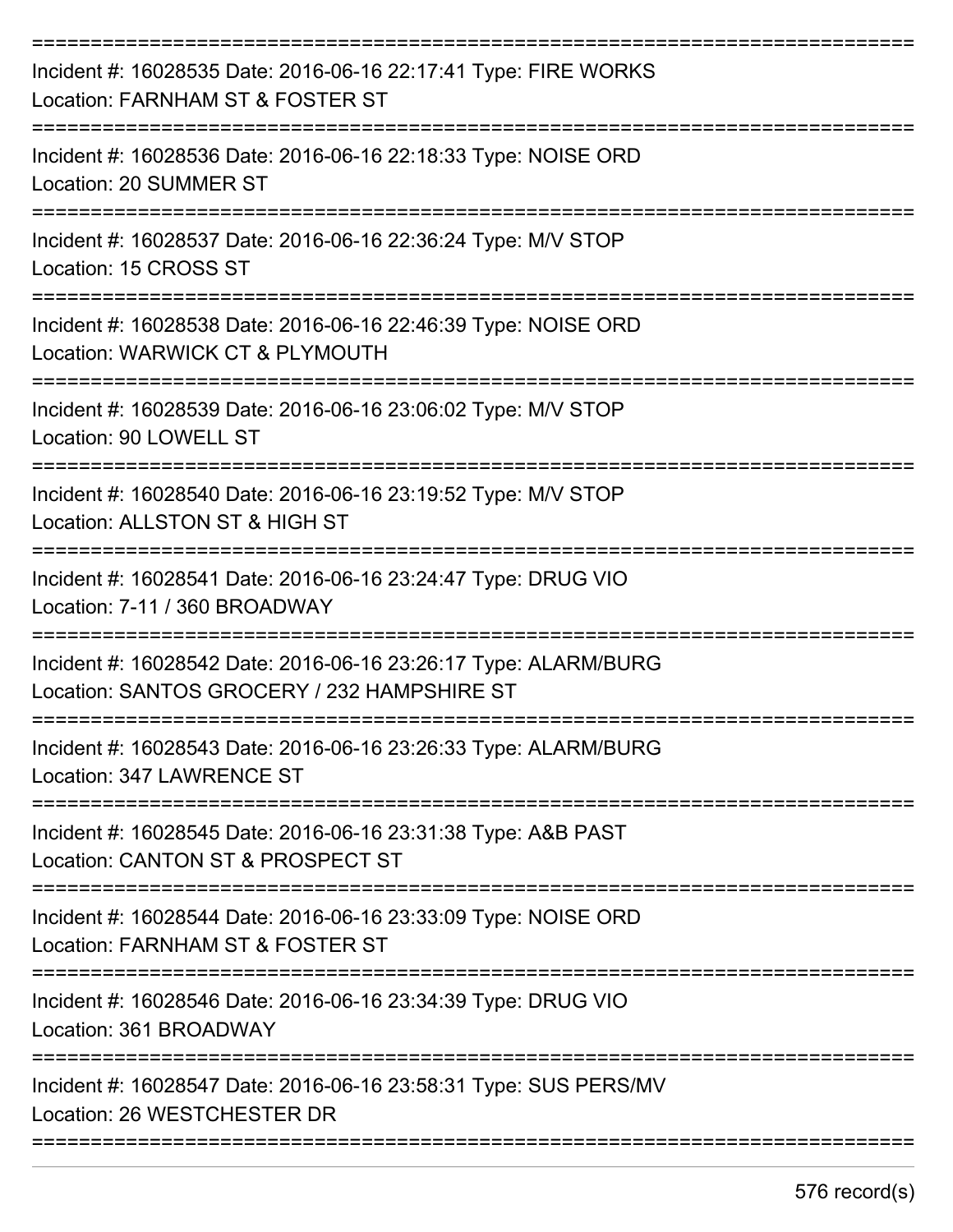===========================================================================

Incident #: 16028535 Date: 2016-06-16 22:17:41 Type: FIRE WORKS
Location: FARNHAM ST & FOSTER ST

===========================================================================

Incident #: 16028536 Date: 2016-06-16 22:18:33 Type: NOISE ORD
Location: 20 SUMMER ST

===========================================================================

Incident #: 16028537 Date: 2016-06-16 22:36:24 Type: M/V STOP
Location: 15 CROSS ST

===========================================================================

Incident #: 16028538 Date: 2016-06-16 22:46:39 Type: NOISE ORD
Location: WARWICK CT & PLYMOUTH

===========================================================================

Incident #: 16028539 Date: 2016-06-16 23:06:02 Type: M/V STOP
Location: 90 LOWELL ST

===========================================================================

Incident #: 16028540 Date: 2016-06-16 23:19:52 Type: M/V STOP
Location: ALLSTON ST & HIGH ST

===========================================================================

Incident #: 16028541 Date: 2016-06-16 23:24:47 Type: DRUG VIO
Location: 7-11 / 360 BROADWAY

===========================================================================

Incident #: 16028542 Date: 2016-06-16 23:26:17 Type: ALARM/BURG
Location: SANTOS GROCERY / 232 HAMPSHIRE ST

===========================================================================

Incident #: 16028543 Date: 2016-06-16 23:26:33 Type: ALARM/BURG
Location: 347 LAWRENCE ST

===========================================================================

Incident #: 16028545 Date: 2016-06-16 23:31:38 Type: A&B PAST
Location: CANTON ST & PROSPECT ST

===========================================================================

Incident #: 16028544 Date: 2016-06-16 23:33:09 Type: NOISE ORD
Location: FARNHAM ST & FOSTER ST

===========================================================================

Incident #: 16028546 Date: 2016-06-16 23:34:39 Type: DRUG VIO
Location: 361 BROADWAY

===========================================================================

Incident #: 16028547 Date: 2016-06-16 23:58:31 Type: SUS PERS/MV
Location: 26 WESTCHESTER DR

===========================================================================

576 record(s)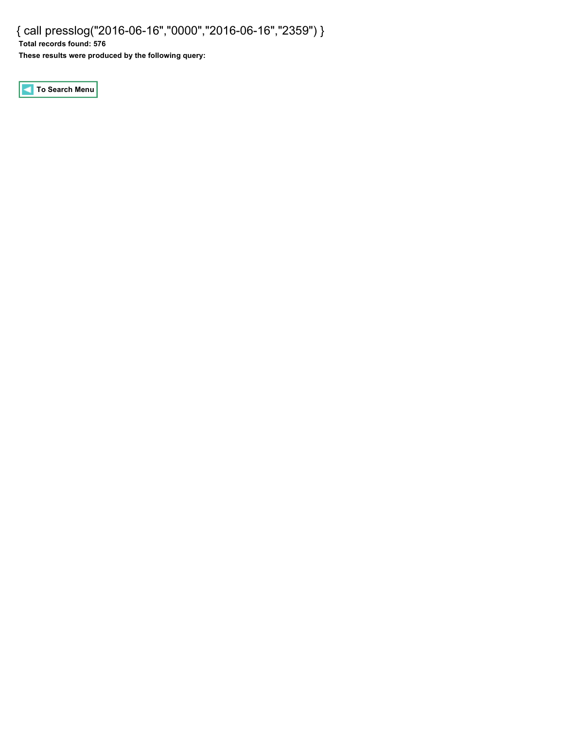{ call presslog("2016-06-16","0000","2016-06-16","2359") }

**Total records found: 576**

**These results were produced by the following query:**

**To Search Menu**